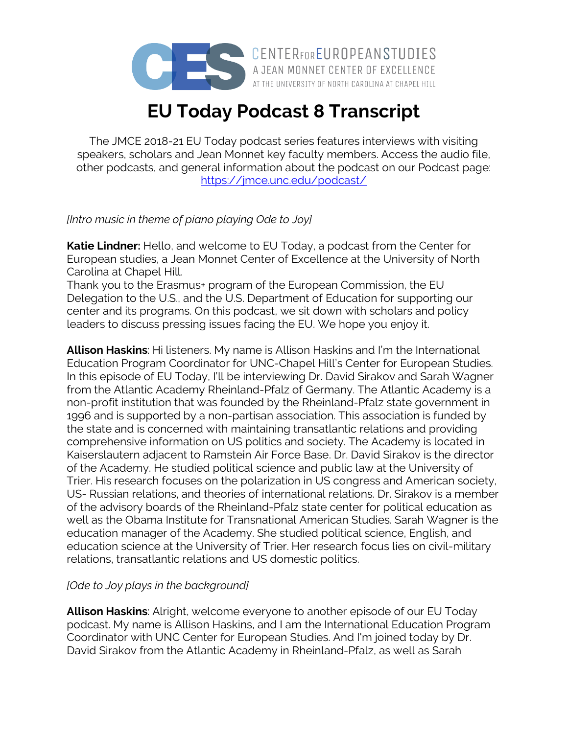CENTER FOR EUROPEAN STUDIES
A JEAN MONNET CENTER OF EXCELLENCE
AT THE UNIVERSITY OF NORTH CAROLINA AT CHAPEL HILL

# EU Today Podcast 8 Transcript

The JMCE 2018-21 EU Today podcast series features interviews with visiting speakers, scholars and Jean Monnet key faculty members. Access the audio file, other podcasts, and general information about the podcast on our Podcast page: https://jmce.unc.edu/podcast/

*[Intro music in theme of piano playing Ode to Joy]*

**Katie Lindner:** Hello, and welcome to EU Today, a podcast from the Center for European studies, a Jean Monnet Center of Excellence at the University of North Carolina at Chapel Hill.
Thank you to the Erasmus+ program of the European Commission, the EU Delegation to the U.S., and the U.S. Department of Education for supporting our center and its programs. On this podcast, we sit down with scholars and policy leaders to discuss pressing issues facing the EU. We hope you enjoy it.

**Allison Haskins**: Hi listeners. My name is Allison Haskins and I'm the International Education Program Coordinator for UNC-Chapel Hill's Center for European Studies. In this episode of EU Today, I'll be interviewing Dr. David Sirakov and Sarah Wagner from the Atlantic Academy Rheinland-Pfalz of Germany. The Atlantic Academy is a non-profit institution that was founded by the Rheinland-Pfalz state government in 1996 and is supported by a non-partisan association. This association is funded by the state and is concerned with maintaining transatlantic relations and providing comprehensive information on US politics and society. The Academy is located in Kaiserslautern adjacent to Ramstein Air Force Base. Dr. David Sirakov is the director of the Academy. He studied political science and public law at the University of Trier. His research focuses on the polarization in US congress and American society, US- Russian relations, and theories of international relations. Dr. Sirakov is a member of the advisory boards of the Rheinland-Pfalz state center for political education as well as the Obama Institute for Transnational American Studies. Sarah Wagner is the education manager of the Academy. She studied political science, English, and education science at the University of Trier. Her research focus lies on civil-military relations, transatlantic relations and US domestic politics.

*[Ode to Joy plays in the background]*

**Allison Haskins**: Alright, welcome everyone to another episode of our EU Today podcast. My name is Allison Haskins, and I am the International Education Program Coordinator with UNC Center for European Studies. And I'm joined today by Dr. David Sirakov from the Atlantic Academy in Rheinland-Pfalz, as well as Sarah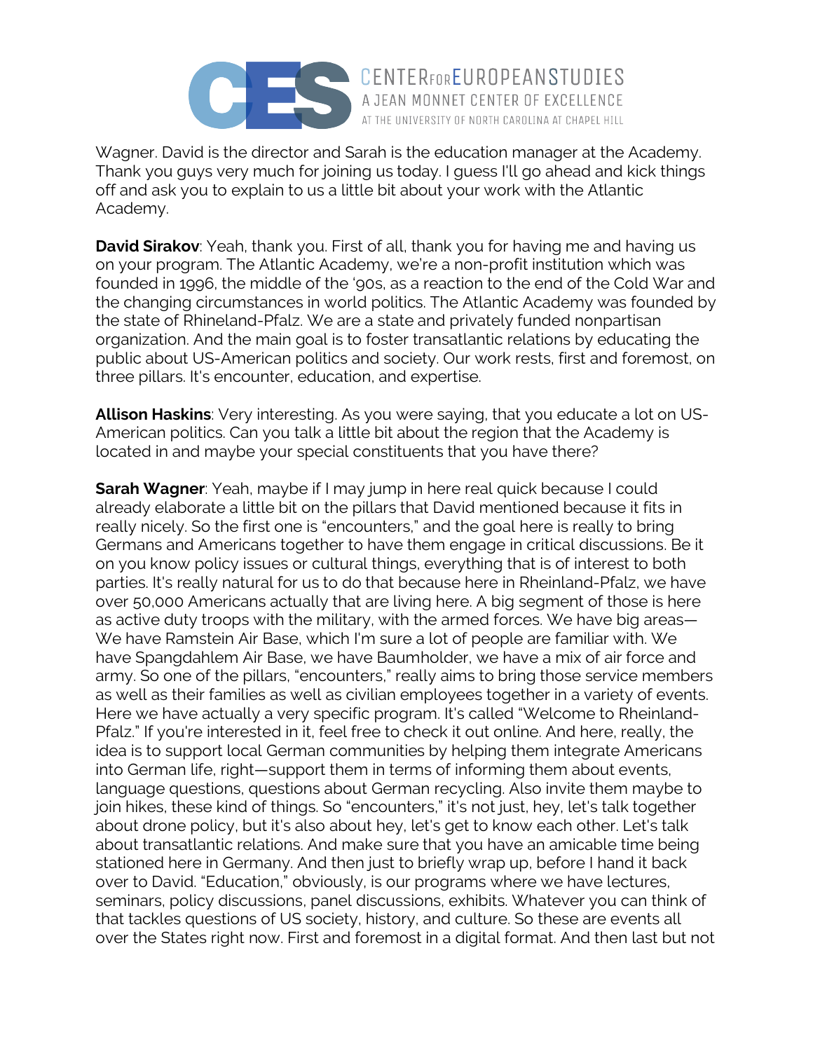Wagner. David is the director and Sarah is the education manager at the Academy. Thank you guys very much for joining us today. I guess I'll go ahead and kick things off and ask you to explain to us a little bit about your work with the Atlantic Academy.

**David Sirakov**: Yeah, thank you. First of all, thank you for having me and having us on your program. The Atlantic Academy, we're a non-profit institution which was founded in 1996, the middle of the '90s, as a reaction to the end of the Cold War and the changing circumstances in world politics. The Atlantic Academy was founded by the state of Rhineland-Pfalz. We are a state and privately funded nonpartisan organization. And the main goal is to foster transatlantic relations by educating the public about US-American politics and society. Our work rests, first and foremost, on three pillars. It's encounter, education, and expertise.

**Allison Haskins**: Very interesting. As you were saying, that you educate a lot on US-American politics. Can you talk a little bit about the region that the Academy is located in and maybe your special constituents that you have there?

**Sarah Wagner**: Yeah, maybe if I may jump in here real quick because I could already elaborate a little bit on the pillars that David mentioned because it fits in really nicely. So the first one is "encounters," and the goal here is really to bring Germans and Americans together to have them engage in critical discussions. Be it on you know policy issues or cultural things, everything that is of interest to both parties. It's really natural for us to do that because here in Rheinland-Pfalz, we have over 50,000 Americans actually that are living here. A big segment of those is here as active duty troops with the military, with the armed forces. We have big areas— We have Ramstein Air Base, which I'm sure a lot of people are familiar with. We have Spangdahlem Air Base, we have Baumholder, we have a mix of air force and army. So one of the pillars, "encounters," really aims to bring those service members as well as their families as well as civilian employees together in a variety of events. Here we have actually a very specific program. It's called "Welcome to Rheinland-Pfalz." If you're interested in it, feel free to check it out online. And here, really, the idea is to support local German communities by helping them integrate Americans into German life, right—support them in terms of informing them about events, language questions, questions about German recycling. Also invite them maybe to join hikes, these kind of things. So "encounters," it's not just, hey, let's talk together about drone policy, but it's also about hey, let's get to know each other. Let's talk about transatlantic relations. And make sure that you have an amicable time being stationed here in Germany. And then just to briefly wrap up, before I hand it back over to David. "Education," obviously, is our programs where we have lectures, seminars, policy discussions, panel discussions, exhibits. Whatever you can think of that tackles questions of US society, history, and culture. So these are events all over the States right now. First and foremost in a digital format. And then last but not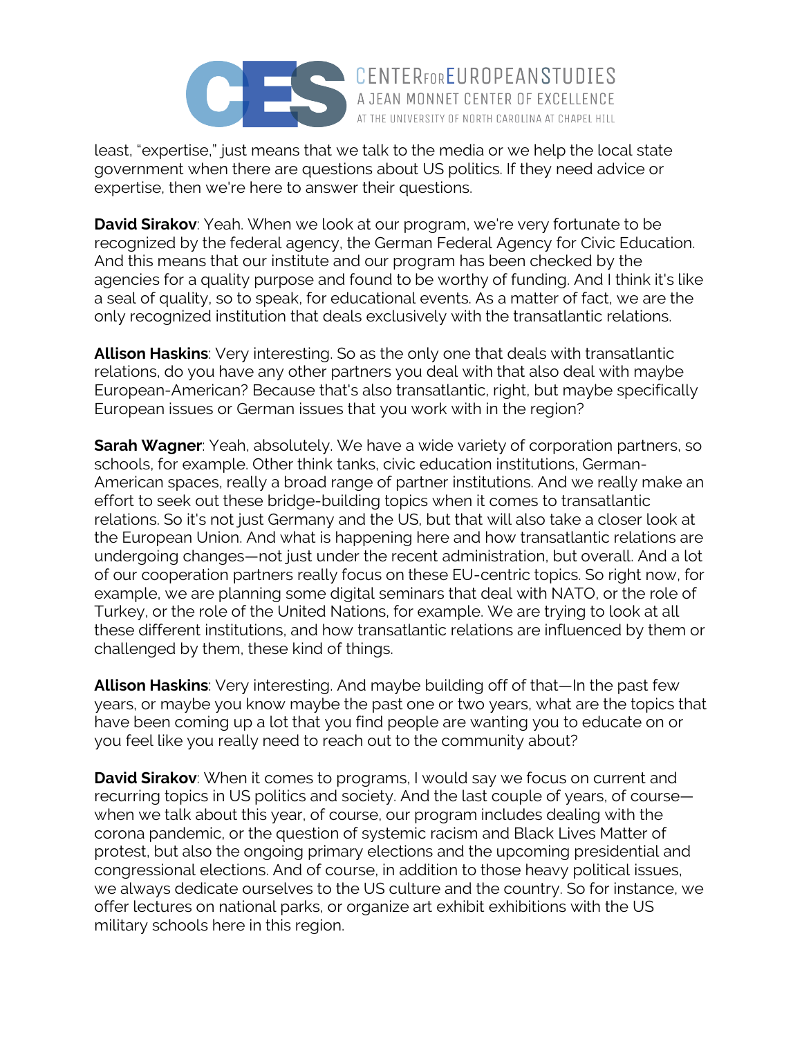least, "expertise," just means that we talk to the media or we help the local state government when there are questions about US politics. If they need advice or expertise, then we're here to answer their questions.

**David Sirakov**: Yeah. When we look at our program, we're very fortunate to be recognized by the federal agency, the German Federal Agency for Civic Education. And this means that our institute and our program has been checked by the agencies for a quality purpose and found to be worthy of funding. And I think it's like a seal of quality, so to speak, for educational events. As a matter of fact, we are the only recognized institution that deals exclusively with the transatlantic relations.

**Allison Haskins**: Very interesting. So as the only one that deals with transatlantic relations, do you have any other partners you deal with that also deal with maybe European-American? Because that's also transatlantic, right, but maybe specifically European issues or German issues that you work with in the region?

**Sarah Wagner**: Yeah, absolutely. We have a wide variety of corporation partners, so schools, for example. Other think tanks, civic education institutions, German-American spaces, really a broad range of partner institutions. And we really make an effort to seek out these bridge-building topics when it comes to transatlantic relations. So it's not just Germany and the US, but that will also take a closer look at the European Union. And what is happening here and how transatlantic relations are undergoing changes—not just under the recent administration, but overall. And a lot of our cooperation partners really focus on these EU-centric topics. So right now, for example, we are planning some digital seminars that deal with NATO, or the role of Turkey, or the role of the United Nations, for example. We are trying to look at all these different institutions, and how transatlantic relations are influenced by them or challenged by them, these kind of things.

**Allison Haskins**: Very interesting. And maybe building off of that—In the past few years, or maybe you know maybe the past one or two years, what are the topics that have been coming up a lot that you find people are wanting you to educate on or you feel like you really need to reach out to the community about?

**David Sirakov**: When it comes to programs, I would say we focus on current and recurring topics in US politics and society. And the last couple of years, of course—when we talk about this year, of course, our program includes dealing with the corona pandemic, or the question of systemic racism and Black Lives Matter of protest, but also the ongoing primary elections and the upcoming presidential and congressional elections. And of course, in addition to those heavy political issues, we always dedicate ourselves to the US culture and the country. So for instance, we offer lectures on national parks, or organize art exhibit exhibitions with the US military schools here in this region.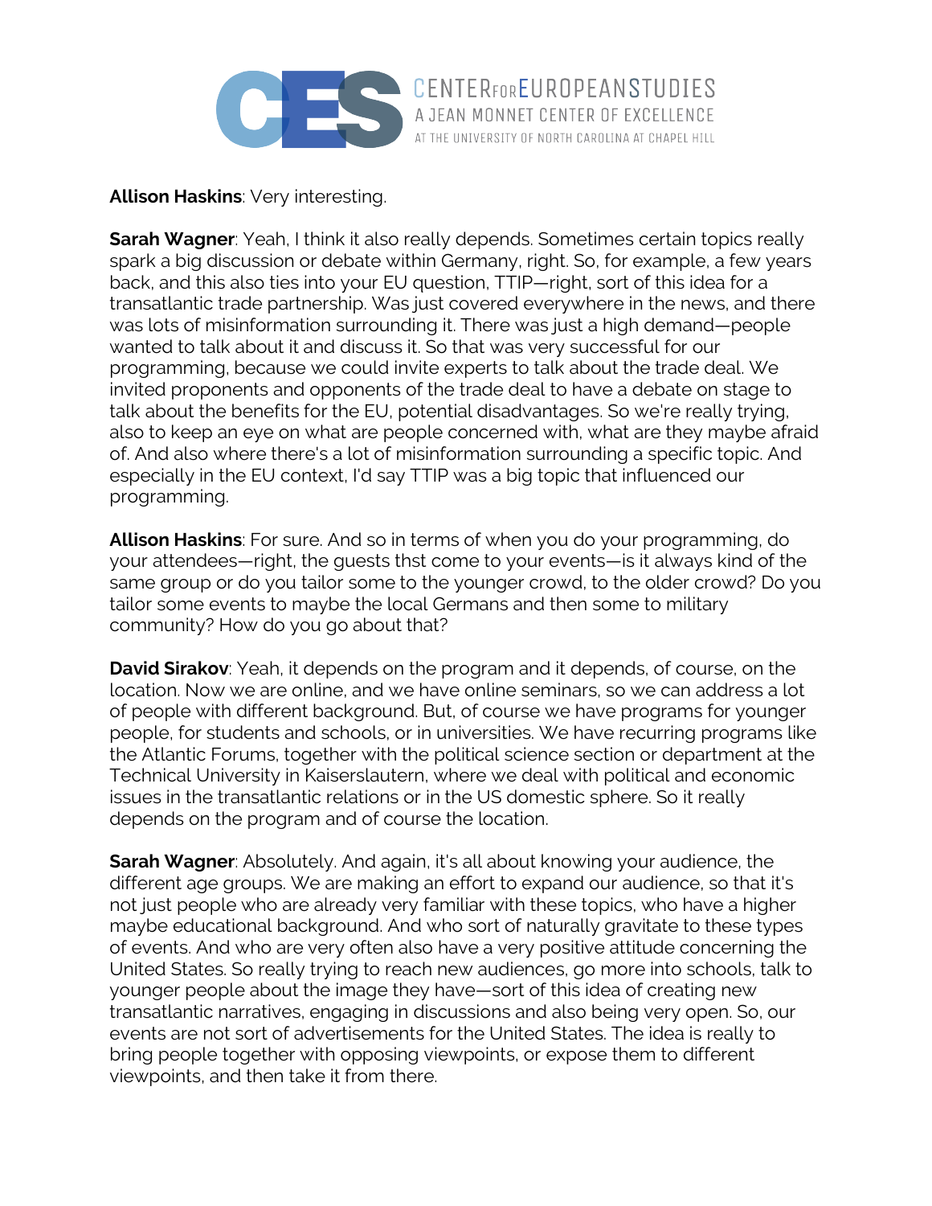**Allison Haskins**: Very interesting.

**Sarah Wagner**: Yeah, I think it also really depends. Sometimes certain topics really spark a big discussion or debate within Germany, right. So, for example, a few years back, and this also ties into your EU question, TTIP—right, sort of this idea for a transatlantic trade partnership. Was just covered everywhere in the news, and there was lots of misinformation surrounding it. There was just a high demand—people wanted to talk about it and discuss it. So that was very successful for our programming, because we could invite experts to talk about the trade deal. We invited proponents and opponents of the trade deal to have a debate on stage to talk about the benefits for the EU, potential disadvantages. So we're really trying, also to keep an eye on what are people concerned with, what are they maybe afraid of. And also where there's a lot of misinformation surrounding a specific topic. And especially in the EU context, I'd say TTIP was a big topic that influenced our programming.

**Allison Haskins**: For sure. And so in terms of when you do your programming, do your attendees—right, the guests thst come to your events—is it always kind of the same group or do you tailor some to the younger crowd, to the older crowd? Do you tailor some events to maybe the local Germans and then some to military community? How do you go about that?

**David Sirakov**: Yeah, it depends on the program and it depends, of course, on the location. Now we are online, and we have online seminars, so we can address a lot of people with different background. But, of course we have programs for younger people, for students and schools, or in universities. We have recurring programs like the Atlantic Forums, together with the political science section or department at the Technical University in Kaiserslautern, where we deal with political and economic issues in the transatlantic relations or in the US domestic sphere. So it really depends on the program and of course the location.

**Sarah Wagner**: Absolutely. And again, it's all about knowing your audience, the different age groups. We are making an effort to expand our audience, so that it's not just people who are already very familiar with these topics, who have a higher maybe educational background. And who sort of naturally gravitate to these types of events. And who are very often also have a very positive attitude concerning the United States. So really trying to reach new audiences, go more into schools, talk to younger people about the image they have—sort of this idea of creating new transatlantic narratives, engaging in discussions and also being very open. So, our events are not sort of advertisements for the United States. The idea is really to bring people together with opposing viewpoints, or expose them to different viewpoints, and then take it from there.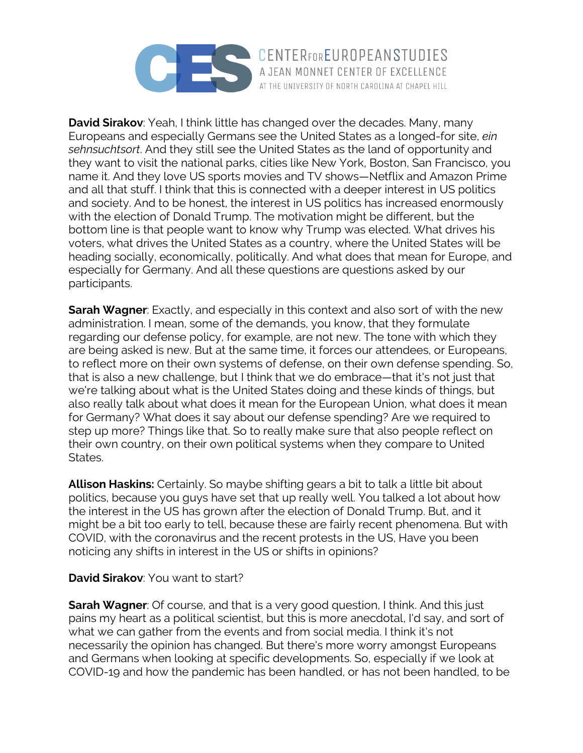**David Sirakov**: Yeah, I think little has changed over the decades. Many, many Europeans and especially Germans see the United States as a longed-for site, *ein sehnsuchtsort*. And they still see the United States as the land of opportunity and they want to visit the national parks, cities like New York, Boston, San Francisco, you name it. And they love US sports movies and TV shows—Netflix and Amazon Prime and all that stuff. I think that this is connected with a deeper interest in US politics and society. And to be honest, the interest in US politics has increased enormously with the election of Donald Trump. The motivation might be different, but the bottom line is that people want to know why Trump was elected. What drives his voters, what drives the United States as a country, where the United States will be heading socially, economically, politically. And what does that mean for Europe, and especially for Germany. And all these questions are questions asked by our participants.

**Sarah Wagner**: Exactly, and especially in this context and also sort of with the new administration. I mean, some of the demands, you know, that they formulate regarding our defense policy, for example, are not new. The tone with which they are being asked is new. But at the same time, it forces our attendees, or Europeans, to reflect more on their own systems of defense, on their own defense spending. So, that is also a new challenge, but I think that we do embrace—that it's not just that we're talking about what is the United States doing and these kinds of things, but also really talk about what does it mean for the European Union, what does it mean for Germany? What does it say about our defense spending? Are we required to step up more? Things like that. So to really make sure that also people reflect on their own country, on their own political systems when they compare to United States.

**Allison Haskins:** Certainly. So maybe shifting gears a bit to talk a little bit about politics, because you guys have set that up really well. You talked a lot about how the interest in the US has grown after the election of Donald Trump. But, and it might be a bit too early to tell, because these are fairly recent phenomena. But with COVID, with the coronavirus and the recent protests in the US, Have you been noticing any shifts in interest in the US or shifts in opinions?

**David Sirakov**: You want to start?

**Sarah Wagner**: Of course, and that is a very good question, I think. And this just pains my heart as a political scientist, but this is more anecdotal, I'd say, and sort of what we can gather from the events and from social media. I think it's not necessarily the opinion has changed. But there's more worry amongst Europeans and Germans when looking at specific developments. So, especially if we look at COVID-19 and how the pandemic has been handled, or has not been handled, to be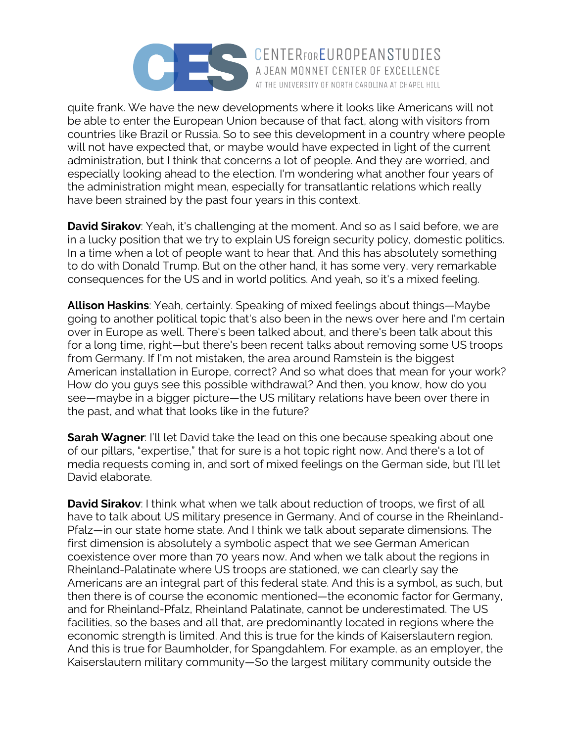quite frank. We have the new developments where it looks like Americans will not be able to enter the European Union because of that fact, along with visitors from countries like Brazil or Russia. So to see this development in a country where people will not have expected that, or maybe would have expected in light of the current administration, but I think that concerns a lot of people. And they are worried, and especially looking ahead to the election. I'm wondering what another four years of the administration might mean, especially for transatlantic relations which really have been strained by the past four years in this context.

**David Sirakov**: Yeah, it's challenging at the moment. And so as I said before, we are in a lucky position that we try to explain US foreign security policy, domestic politics. In a time when a lot of people want to hear that. And this has absolutely something to do with Donald Trump. But on the other hand, it has some very, very remarkable consequences for the US and in world politics. And yeah, so it's a mixed feeling.

**Allison Haskins**: Yeah, certainly. Speaking of mixed feelings about things—Maybe going to another political topic that's also been in the news over here and I'm certain over in Europe as well. There's been talked about, and there's been talk about this for a long time, right—but there's been recent talks about removing some US troops from Germany. If I'm not mistaken, the area around Ramstein is the biggest American installation in Europe, correct? And so what does that mean for your work? How do you guys see this possible withdrawal? And then, you know, how do you see—maybe in a bigger picture—the US military relations have been over there in the past, and what that looks like in the future?

**Sarah Wagner**: I'll let David take the lead on this one because speaking about one of our pillars, "expertise," that for sure is a hot topic right now. And there's a lot of media requests coming in, and sort of mixed feelings on the German side, but I'll let David elaborate.

**David Sirakov**: I think what when we talk about reduction of troops, we first of all have to talk about US military presence in Germany. And of course in the Rheinland-Pfalz—in our state home state. And I think we talk about separate dimensions. The first dimension is absolutely a symbolic aspect that we see German American coexistence over more than 70 years now. And when we talk about the regions in Rheinland-Palatinate where US troops are stationed, we can clearly say the Americans are an integral part of this federal state. And this is a symbol, as such, but then there is of course the economic mentioned—the economic factor for Germany, and for Rheinland-Pfalz, Rheinland Palatinate, cannot be underestimated. The US facilities, so the bases and all that, are predominantly located in regions where the economic strength is limited. And this is true for the kinds of Kaiserslautern region. And this is true for Baumholder, for Spangdahlem. For example, as an employer, the Kaiserslautern military community—So the largest military community outside the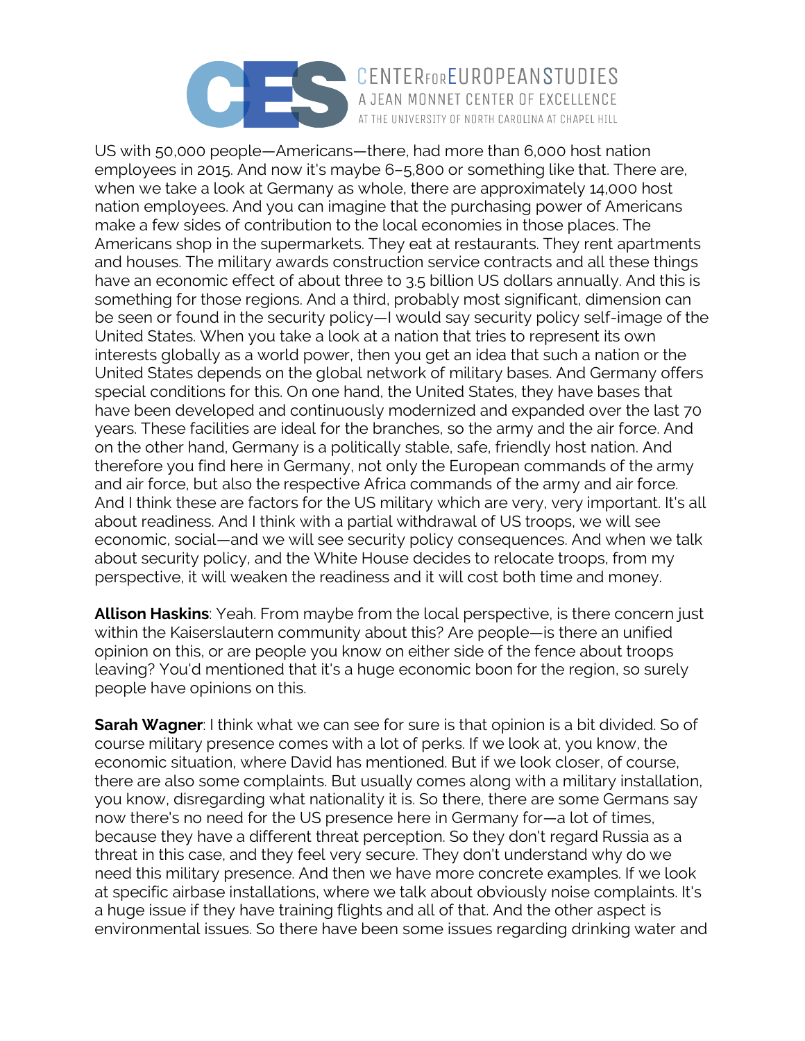US with 50,000 people—Americans—there, had more than 6,000 host nation employees in 2015. And now it's maybe 6–5,800 or something like that. There are, when we take a look at Germany as whole, there are approximately 14,000 host nation employees. And you can imagine that the purchasing power of Americans make a few sides of contribution to the local economies in those places. The Americans shop in the supermarkets. They eat at restaurants. They rent apartments and houses. The military awards construction service contracts and all these things have an economic effect of about three to 3.5 billion US dollars annually. And this is something for those regions. And a third, probably most significant, dimension can be seen or found in the security policy—I would say security policy self-image of the United States. When you take a look at a nation that tries to represent its own interests globally as a world power, then you get an idea that such a nation or the United States depends on the global network of military bases. And Germany offers special conditions for this. On one hand, the United States, they have bases that have been developed and continuously modernized and expanded over the last 70 years. These facilities are ideal for the branches, so the army and the air force. And on the other hand, Germany is a politically stable, safe, friendly host nation. And therefore you find here in Germany, not only the European commands of the army and air force, but also the respective Africa commands of the army and air force. And I think these are factors for the US military which are very, very important. It's all about readiness. And I think with a partial withdrawal of US troops, we will see economic, social—and we will see security policy consequences. And when we talk about security policy, and the White House decides to relocate troops, from my perspective, it will weaken the readiness and it will cost both time and money.

**Allison Haskins**: Yeah. From maybe from the local perspective, is there concern just within the Kaiserslautern community about this? Are people—is there an unified opinion on this, or are people you know on either side of the fence about troops leaving? You'd mentioned that it's a huge economic boon for the region, so surely people have opinions on this.

**Sarah Wagner**: I think what we can see for sure is that opinion is a bit divided. So of course military presence comes with a lot of perks. If we look at, you know, the economic situation, where David has mentioned. But if we look closer, of course, there are also some complaints. But usually comes along with a military installation, you know, disregarding what nationality it is. So there, there are some Germans say now there's no need for the US presence here in Germany for—a lot of times, because they have a different threat perception. So they don't regard Russia as a threat in this case, and they feel very secure. They don't understand why do we need this military presence. And then we have more concrete examples. If we look at specific airbase installations, where we talk about obviously noise complaints. It's a huge issue if they have training flights and all of that. And the other aspect is environmental issues. So there have been some issues regarding drinking water and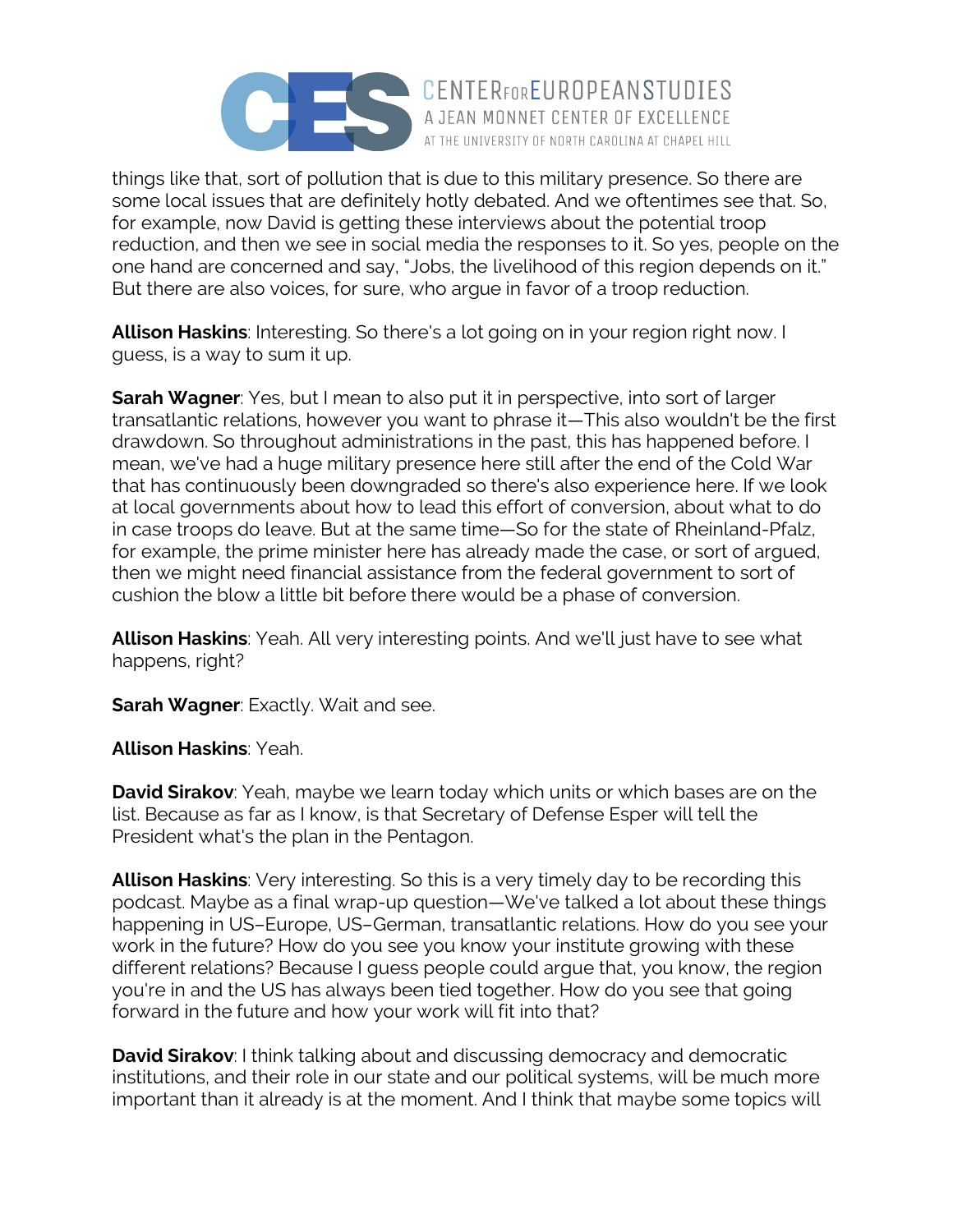things like that, sort of pollution that is due to this military presence. So there are some local issues that are definitely hotly debated. And we oftentimes see that. So, for example, now David is getting these interviews about the potential troop reduction, and then we see in social media the responses to it. So yes, people on the one hand are concerned and say, "Jobs, the livelihood of this region depends on it." But there are also voices, for sure, who argue in favor of a troop reduction.

**Allison Haskins**: Interesting. So there's a lot going on in your region right now. I guess, is a way to sum it up.

**Sarah Wagner**: Yes, but I mean to also put it in perspective, into sort of larger transatlantic relations, however you want to phrase it—This also wouldn't be the first drawdown. So throughout administrations in the past, this has happened before. I mean, we've had a huge military presence here still after the end of the Cold War that has continuously been downgraded so there's also experience here. If we look at local governments about how to lead this effort of conversion, about what to do in case troops do leave. But at the same time—So for the state of Rheinland-Pfalz, for example, the prime minister here has already made the case, or sort of argued, then we might need financial assistance from the federal government to sort of cushion the blow a little bit before there would be a phase of conversion.

**Allison Haskins**: Yeah. All very interesting points. And we'll just have to see what happens, right?

**Sarah Wagner**: Exactly. Wait and see.

**Allison Haskins**: Yeah.

**David Sirakov**: Yeah, maybe we learn today which units or which bases are on the list. Because as far as I know, is that Secretary of Defense Esper will tell the President what's the plan in the Pentagon.

**Allison Haskins**: Very interesting. So this is a very timely day to be recording this podcast. Maybe as a final wrap-up question—We've talked a lot about these things happening in US–Europe, US–German, transatlantic relations. How do you see your work in the future? How do you see you know your institute growing with these different relations? Because I guess people could argue that, you know, the region you're in and the US has always been tied together. How do you see that going forward in the future and how your work will fit into that?

**David Sirakov**: I think talking about and discussing democracy and democratic institutions, and their role in our state and our political systems, will be much more important than it already is at the moment. And I think that maybe some topics will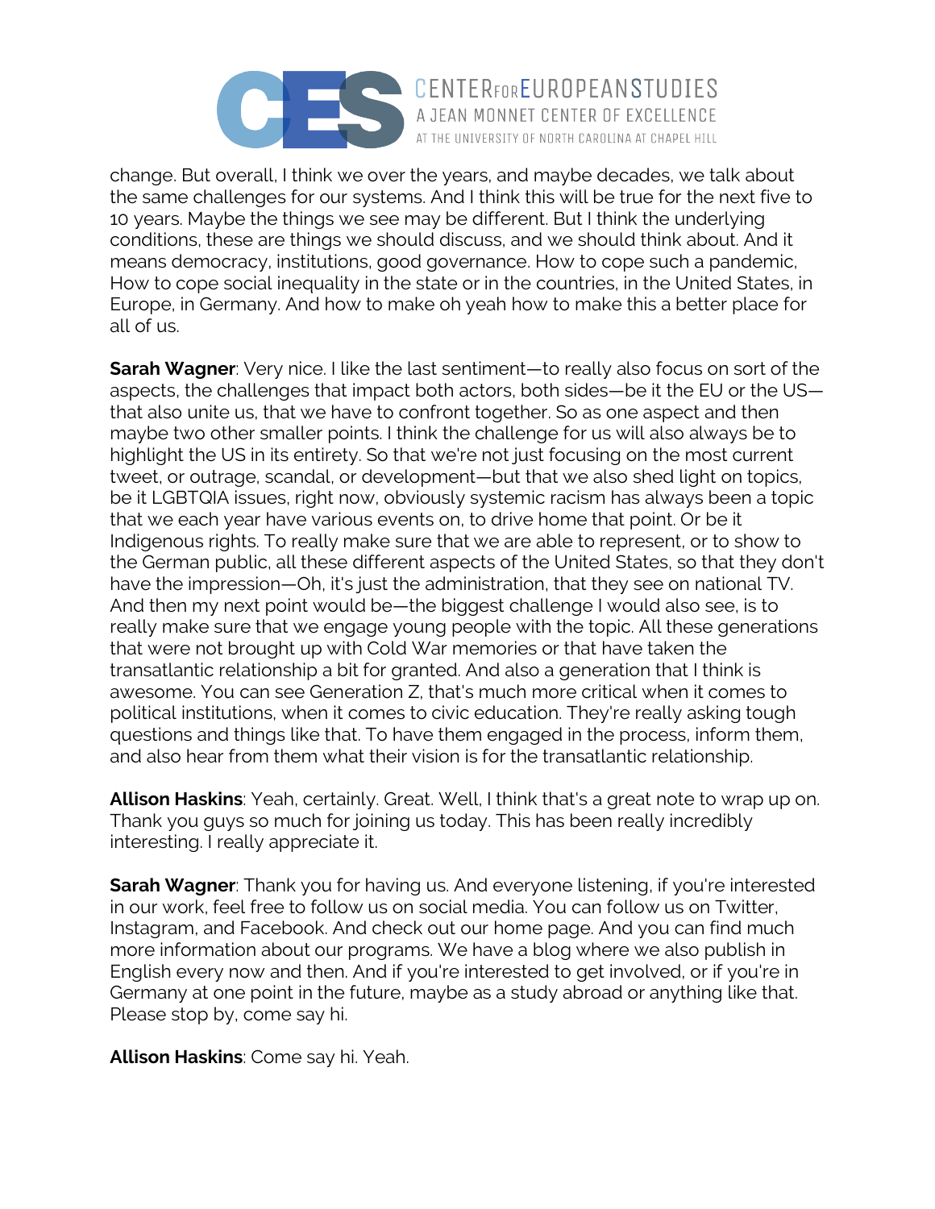change. But overall, I think we over the years, and maybe decades, we talk about the same challenges for our systems. And I think this will be true for the next five to 10 years. Maybe the things we see may be different. But I think the underlying conditions, these are things we should discuss, and we should think about. And it means democracy, institutions, good governance. How to cope such a pandemic, How to cope social inequality in the state or in the countries, in the United States, in Europe, in Germany. And how to make oh yeah how to make this a better place for all of us.

**Sarah Wagner**: Very nice. I like the last sentiment—to really also focus on sort of the aspects, the challenges that impact both actors, both sides—be it the EU or the US—that also unite us, that we have to confront together. So as one aspect and then maybe two other smaller points. I think the challenge for us will also always be to highlight the US in its entirety. So that we're not just focusing on the most current tweet, or outrage, scandal, or development—but that we also shed light on topics, be it LGBTQIA issues, right now, obviously systemic racism has always been a topic that we each year have various events on, to drive home that point. Or be it Indigenous rights. To really make sure that we are able to represent, or to show to the German public, all these different aspects of the United States, so that they don't have the impression—Oh, it's just the administration, that they see on national TV. And then my next point would be—the biggest challenge I would also see, is to really make sure that we engage young people with the topic. All these generations that were not brought up with Cold War memories or that have taken the transatlantic relationship a bit for granted. And also a generation that I think is awesome. You can see Generation Z, that's much more critical when it comes to political institutions, when it comes to civic education. They're really asking tough questions and things like that. To have them engaged in the process, inform them, and also hear from them what their vision is for the transatlantic relationship.

**Allison Haskins**: Yeah, certainly. Great. Well, I think that's a great note to wrap up on. Thank you guys so much for joining us today. This has been really incredibly interesting. I really appreciate it.

**Sarah Wagner**: Thank you for having us. And everyone listening, if you're interested in our work, feel free to follow us on social media. You can follow us on Twitter, Instagram, and Facebook. And check out our home page. And you can find much more information about our programs. We have a blog where we also publish in English every now and then. And if you're interested to get involved, or if you're in Germany at one point in the future, maybe as a study abroad or anything like that. Please stop by, come say hi.

**Allison Haskins**: Come say hi. Yeah.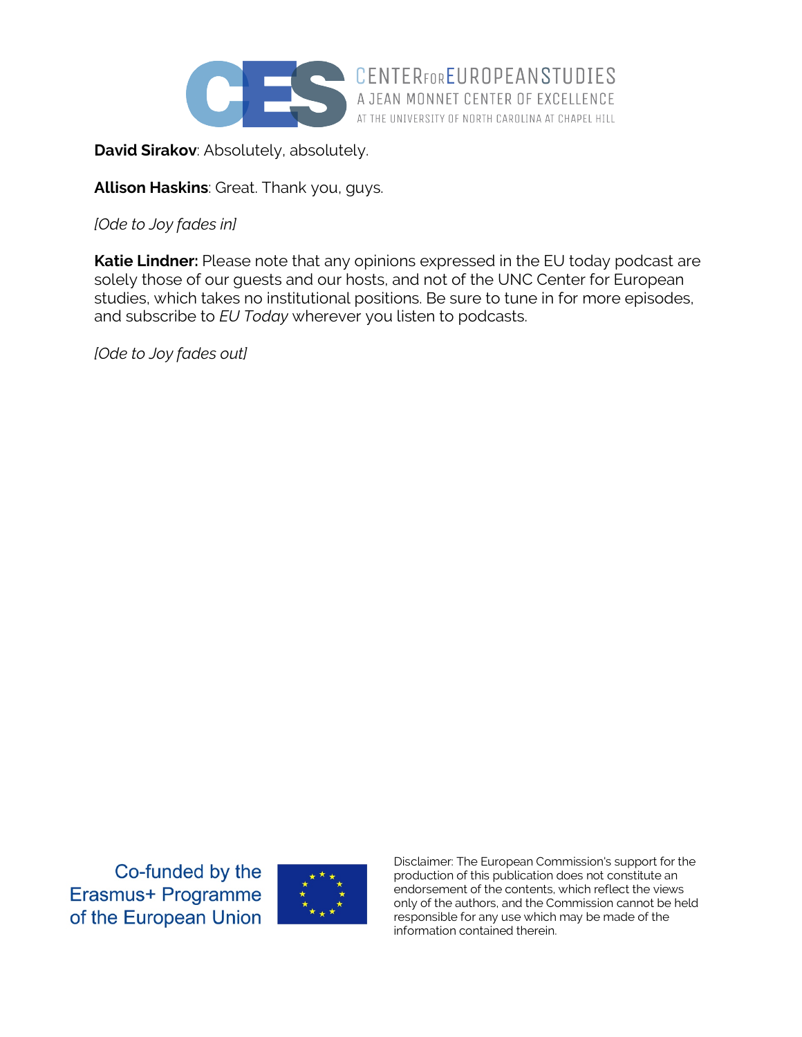**David Sirakov**: Absolutely, absolutely.

**Allison Haskins**: Great. Thank you, guys.

*[Ode to Joy fades in]*

**Katie Lindner:** Please note that any opinions expressed in the EU today podcast are solely those of our guests and our hosts, and not of the UNC Center for European studies, which takes no institutional positions. Be sure to tune in for more episodes, and subscribe to *EU Today* wherever you listen to podcasts.

*[Ode to Joy fades out]*

Co-funded by the Erasmus+ Programme of the European Union

Disclaimer: The European Commission's support for the production of this publication does not constitute an endorsement of the contents, which reflect the views only of the authors, and the Commission cannot be held responsible for any use which may be made of the information contained therein.